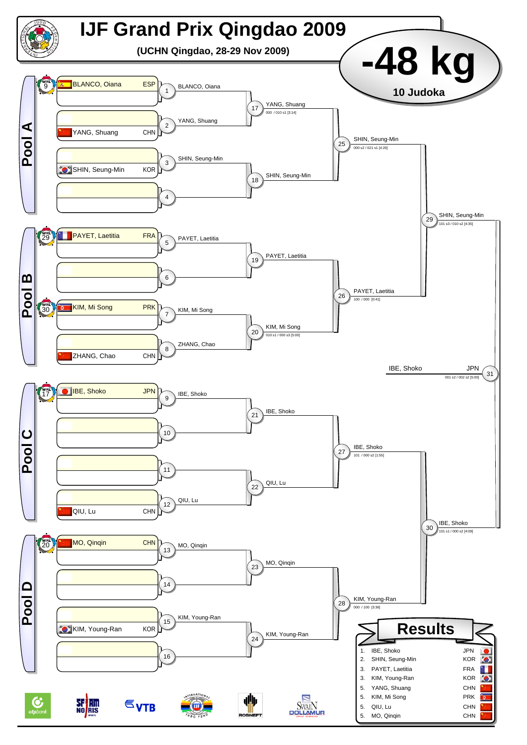# IJF Grand Prix Qingdao 2009

**(UCHN Qingdao, 28-29 Nov 2009)**

## -48 kg

**10 Judoka**

### Pool A

| Seed | Name | Nation | Match |
|---|---|---|---|
| WRL 9 | BLANCO, Oiana | ESP | 1 |
| | | | 1 |
| | | | 2 |
| | YANG, Shuang | CHN | 2 |
| | | | 3 |
| | SHIN, Seung-Min | KOR | 3 |
| | | | 4 |
| | | | 4 |

- Match 1: BLANCO, Oiana
- Match 2: YANG, Shuang
- Match 3: SHIN, Seung-Min
- Match 4: –
- Match 17: YANG, Shuang — 000 / 010 s1 [3:14]
- Match 18: SHIN, Seung-Min
- Match 25: SHIN, Seung-Min — 000 s2 / 021 s1 [4:20]

### Pool B

| Seed | Name | Nation | Match |
|---|---|---|---|
| WRL 29 | PAYET, Laetitia | FRA | 5 |
| | | | 5 |
| | | | 6 |
| | | | 6 |
| WRL 30 | KIM, Mi Song | PRK | 7 |
| | | | 7 |
| | | | 8 |
| | ZHANG, Chao | CHN | 8 |

- Match 5: PAYET, Laetitia
- Match 6: –
- Match 7: KIM, Mi Song
- Match 8: ZHANG, Chao
- Match 19: PAYET, Laetitia
- Match 20: KIM, Mi Song — 010 s1 / 000 s3 [5:00]
- Match 26: PAYET, Laetitia — 100 / 000 [0:41]
- Match 29: SHIN, Seung-Min — 101 s3 / 010 s2 [4:35]

### Pool C

| Seed | Name | Nation | Match |
|---|---|---|---|
| WRL 17 | IBE, Shoko | JPN | 9 |
| | | | 9 |
| | | | 10 |
| | | | 10 |
| | | | 11 |
| | | | 11 |
| | | | 12 |
| | QIU, Lu | CHN | 12 |

- Match 9: IBE, Shoko
- Match 10: –
- Match 11: –
- Match 12: QIU, Lu
- Match 21: IBE, Shoko
- Match 22: QIU, Lu
- Match 27: IBE, Shoko — 101 / 000 s2 [1:55]

### Pool D

| Seed | Name | Nation | Match |
|---|---|---|---|
| WRL 20 | MO, Qinqin | CHN | 13 |
| | | | 13 |
| | | | 14 |
| | | | 14 |
| | | | 15 |
| | KIM, Young-Ran | KOR | 15 |
| | | | 16 |
| | | | 16 |

- Match 13: MO, Qinqin
- Match 14: –
- Match 15: KIM, Young-Ran
- Match 16: –
- Match 23: MO, Qinqin
- Match 24: KIM, Young-Ran
- Match 28: KIM, Young-Ran — 000 / 100 [3:36]
- Match 30: IBE, Shoko — 101 s1 / 000 s2 [4:09]

### Final

- Match 31: IBE, Shoko — JPN — 001 s2 / 002 s2 [5:00]

## Results

| Place | Name | Nation |
|---|---|---|
| 1. | IBE, Shoko | JPN |
| 2. | SHIN, Seung-Min | KOR |
| 3. | PAYET, Laetitia | FRA |
| 3. | KIM, Young-Ran | KOR |
| 5. | YANG, Shuang | CHN |
| 5. | KIM, Mi Song | PRK |
| 5. | QIU, Lu | CHN |
| 5. | MO, Qinqin | CHN |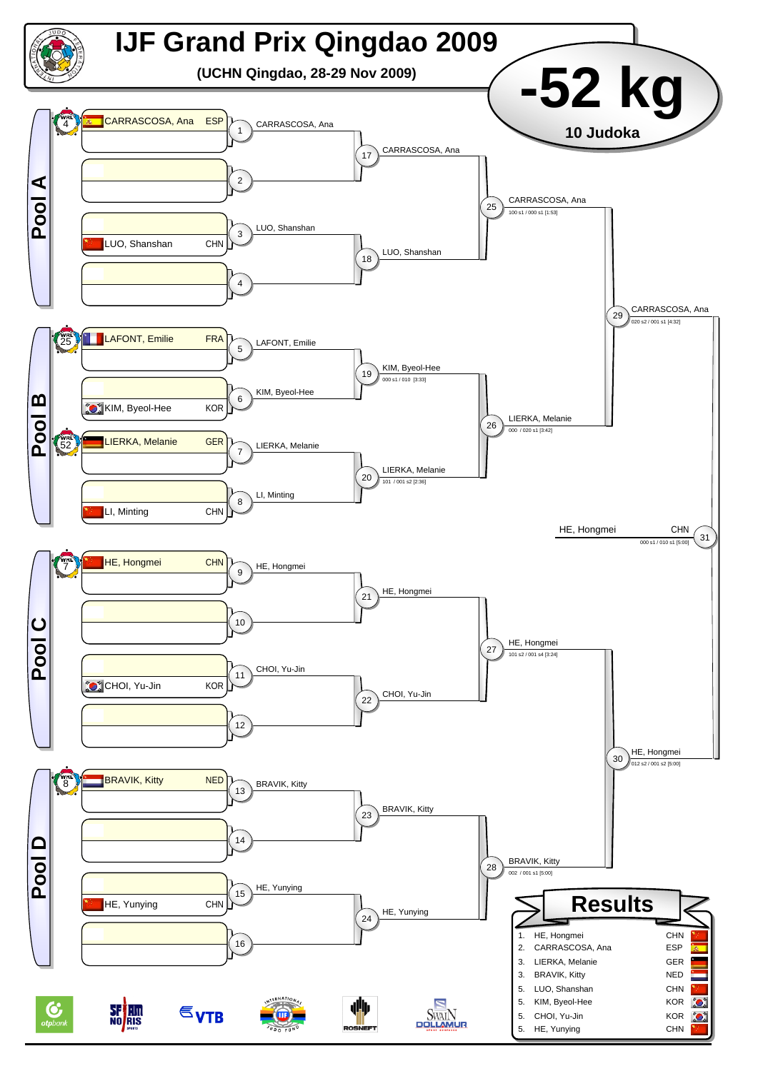# IJF Grand Prix Qingdao 2009

**(UCHN Qingdao, 28-29 Nov 2009)**

## -52 kg

**10 Judoka**

### Pool A

| Contest | Competitors | Winner |
| --- | --- | --- |
| 1 | CARRASCOSA, Ana (ESP) [WRL 4] | CARRASCOSA, Ana |
| 2 | — | |
| 3 | LUO, Shanshan (CHN) | LUO, Shanshan |
| 4 | — | |
| 17 | | CARRASCOSA, Ana |
| 18 | | LUO, Shanshan |
| 25 | | CARRASCOSA, Ana — 100 s1 / 000 s1 [1:53] |

### Pool B

| Contest | Competitors | Winner |
| --- | --- | --- |
| 5 | LAFONT, Emilie (FRA) [WRL 25] | LAFONT, Emilie |
| 6 | KIM, Byeol-Hee (KOR) | KIM, Byeol-Hee |
| 7 | LIERKA, Melanie (GER) [WRL 52] | LIERKA, Melanie |
| 8 | LI, Minting (CHN) | LI, Minting |
| 19 | | KIM, Byeol-Hee — 000 s1 / 010 [3:33] |
| 20 | | LIERKA, Melanie — 101 / 001 s2 [2:36] |
| 26 | | LIERKA, Melanie — 000 / 020 s1 [3:42] |

### Pool C

| Contest | Competitors | Winner |
| --- | --- | --- |
| 9 | HE, Hongmei (CHN) [WRL 7] | HE, Hongmei |
| 10 | — | |
| 11 | CHOI, Yu-Jin (KOR) | CHOI, Yu-Jin |
| 12 | — | |
| 21 | | HE, Hongmei |
| 22 | | CHOI, Yu-Jin |
| 27 | | HE, Hongmei — 101 s2 / 001 s4 [3:24] |

### Pool D

| Contest | Competitors | Winner |
| --- | --- | --- |
| 13 | BRAVIK, Kitty (NED) [WRL 8] | BRAVIK, Kitty |
| 14 | — | |
| 15 | HE, Yunying (CHN) | HE, Yunying |
| 16 | — | |
| 23 | | BRAVIK, Kitty |
| 24 | | HE, Yunying |
| 28 | | BRAVIK, Kitty — 002 / 001 s1 [5:00] |

### Semi-finals and Final

| Contest | Winner |
| --- | --- |
| 29 | CARRASCOSA, Ana — 020 s2 / 001 s1 [4:32] |
| 30 | HE, Hongmei — 012 s2 / 001 s2 [5:00] |
| 31 | HE, Hongmei (CHN) — 000 s1 / 010 s1 [5:00] |

## Results

| Place | Name | Country |
| --- | --- | --- |
| 1. | HE, Hongmei | CHN |
| 2. | CARRASCOSA, Ana | ESP |
| 3. | LIERKA, Melanie | GER |
| 3. | BRAVIK, Kitty | NED |
| 5. | LUO, Shanshan | CHN |
| 5. | KIM, Byeol-Hee | KOR |
| 5. | CHOI, Yu-Jin | KOR |
| 5. | HE, Yunying | CHN |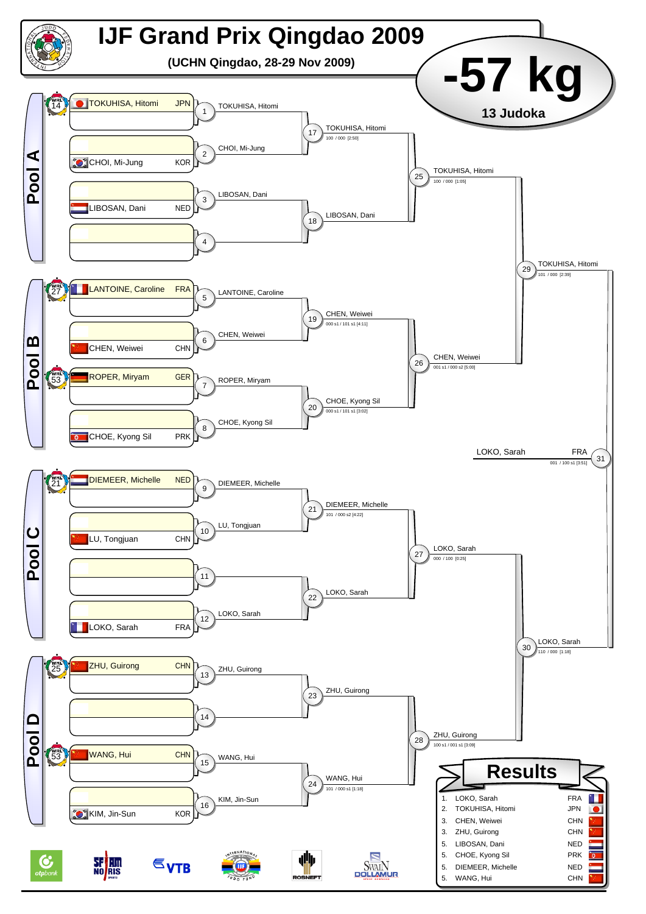# IJF Grand Prix Qingdao 2009

**(UCHN Qingdao, 28-29 Nov 2009)**

## -57 kg

**13 Judoka**

## Pool A

| Seed | Athlete | Nation |
| --- | --- | --- |
| WRL 14 | TOKUHISA, Hitomi | JPN |
| | CHOI, Mi-Jung | KOR |
| | LIBOSAN, Dani | NED |

- 1: TOKUHISA, Hitomi
- 2: CHOI, Mi-Jung
- 3: LIBOSAN, Dani
- 4: —
- 17: TOKUHISA, Hitomi — 100 / 000 [2:50]
- 18: LIBOSAN, Dani
- 25: TOKUHISA, Hitomi — 100 / 000 [1:05]

## Pool B

| Seed | Athlete | Nation |
| --- | --- | --- |
| WRL 27 | LANTOINE, Caroline | FRA |
| | CHEN, Weiwei | CHN |
| WRL 53 | ROPER, Miryam | GER |
| | CHOE, Kyong Sil | PRK |

- 5: LANTOINE, Caroline
- 6: CHEN, Weiwei
- 7: ROPER, Miryam
- 8: CHOE, Kyong Sil
- 19: CHEN, Weiwei — 000 s1 / 101 s1 [4:11]
- 20: CHOE, Kyong Sil — 000 s1 / 101 s1 [3:02]
- 26: CHEN, Weiwei — 001 s1 / 000 s2 [5:00]

**29: TOKUHISA, Hitomi — 101 / 000 [2:39]**

## Pool C

| Seed | Athlete | Nation |
| --- | --- | --- |
| WRL 21 | DIEMEER, Michelle | NED |
| | LU, Tongjuan | CHN |
| | LOKO, Sarah | FRA |

- 9: DIEMEER, Michelle
- 10: LU, Tongjuan
- 11: —
- 12: LOKO, Sarah
- 21: DIEMEER, Michelle — 101 / 000 s2 [4:22]
- 22: LOKO, Sarah
- 27: LOKO, Sarah — 000 / 100 [0:25]

## Pool D

| Seed | Athlete | Nation |
| --- | --- | --- |
| WRL 25 | ZHU, Guirong | CHN |
| WRL 53 | WANG, Hui | CHN |
| | KIM, Jin-Sun | KOR |

- 13: ZHU, Guirong
- 14: —
- 15: WANG, Hui
- 16: KIM, Jin-Sun
- 23: ZHU, Guirong
- 24: WANG, Hui — 101 / 000 s1 [1:18]
- 28: ZHU, Guirong — 100 s1 / 001 s1 [3:09]

**30: LOKO, Sarah — 110 / 000 [1:18]**

**31 (Final): LOKO, Sarah (FRA) — 001 / 100 s1 [3:51]**

## Results

| Place | Athlete | Nation |
| --- | --- | --- |
| 1. | LOKO, Sarah | FRA |
| 2. | TOKUHISA, Hitomi | JPN |
| 3. | CHEN, Weiwei | CHN |
| 3. | ZHU, Guirong | CHN |
| 5. | LIBOSAN, Dani | NED |
| 5. | CHOE, Kyong Sil | PRK |
| 5. | DIEMEER, Michelle | NED |
| 5. | WANG, Hui | CHN |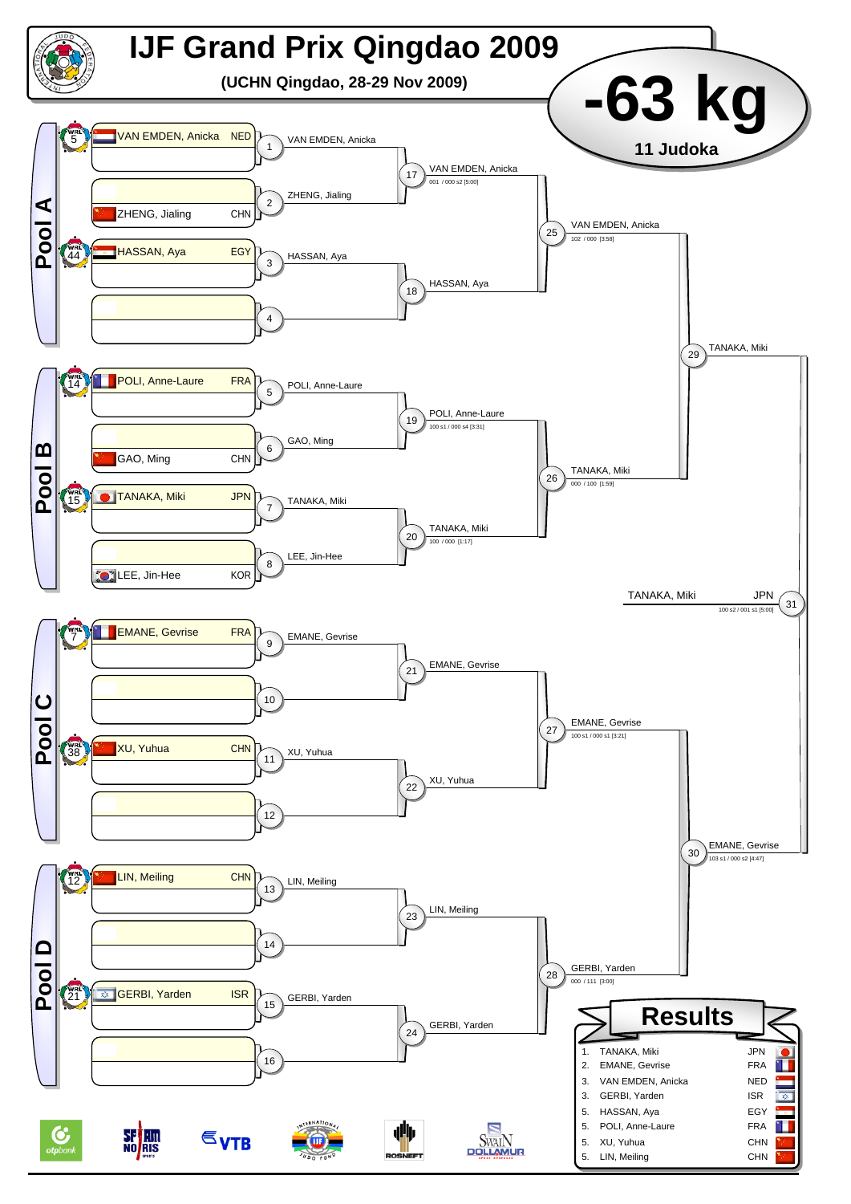# IJF Grand Prix Qingdao 2009

**(UCHN Qingdao, 28-29 Nov 2009)**

# -63 kg

**11 Judoka**

## Pool A

| WRL | Athlete | Country |
|---|---|---|
| 5 | VAN EMDEN, Anicka | NED |
| | ZHENG, Jialing | CHN |
| 44 | HASSAN, Aya | EGY |

- 1: VAN EMDEN, Anicka
- 2: ZHENG, Jialing
- 3: HASSAN, Aya
- 4: —
- 17: VAN EMDEN, Anicka (001 / 000 s2 [5:00])
- 18: HASSAN, Aya
- 25: VAN EMDEN, Anicka (102 / 000 [3:58])

## Pool B

| WRL | Athlete | Country |
|---|---|---|
| 14 | POLI, Anne-Laure | FRA |
| | GAO, Ming | CHN |
| 15 | TANAKA, Miki | JPN |
| | LEE, Jin-Hee | KOR |

- 5: POLI, Anne-Laure
- 6: GAO, Ming
- 7: TANAKA, Miki
- 8: LEE, Jin-Hee
- 19: POLI, Anne-Laure (100 s1 / 000 s4 [3:31])
- 20: TANAKA, Miki (100 / 000 [1:17])
- 26: TANAKA, Miki (000 / 100 [1:59])
- 29: TANAKA, Miki

## Pool C

| WRL | Athlete | Country |
|---|---|---|
| 7 | EMANE, Gevrise | FRA |
| 38 | XU, Yuhua | CHN |

- 9: EMANE, Gevrise
- 10: —
- 11: XU, Yuhua
- 12: —
- 21: EMANE, Gevrise
- 22: XU, Yuhua
- 27: EMANE, Gevrise (100 s1 / 000 s1 [3:21])

## Pool D

| WRL | Athlete | Country |
|---|---|---|
| 12 | LIN, Meiling | CHN |
| 21 | GERBI, Yarden | ISR |

- 13: LIN, Meiling
- 14: —
- 15: GERBI, Yarden
- 16: —
- 23: LIN, Meiling
- 24: GERBI, Yarden
- 28: GERBI, Yarden (000 / 111 [3:00])
- 30: EMANE, Gevrise (103 s1 / 000 s2 [4:47])

## Final

- 31: TANAKA, Miki JPN (100 s2 / 001 s1 [5:00])

## Results

| Place | Athlete | Country |
|---|---|---|
| 1. | TANAKA, Miki | JPN |
| 2. | EMANE, Gevrise | FRA |
| 3. | VAN EMDEN, Anicka | NED |
| 3. | GERBI, Yarden | ISR |
| 5. | HASSAN, Aya | EGY |
| 5. | POLI, Anne-Laure | FRA |
| 5. | XU, Yuhua | CHN |
| 5. | LIN, Meiling | CHN |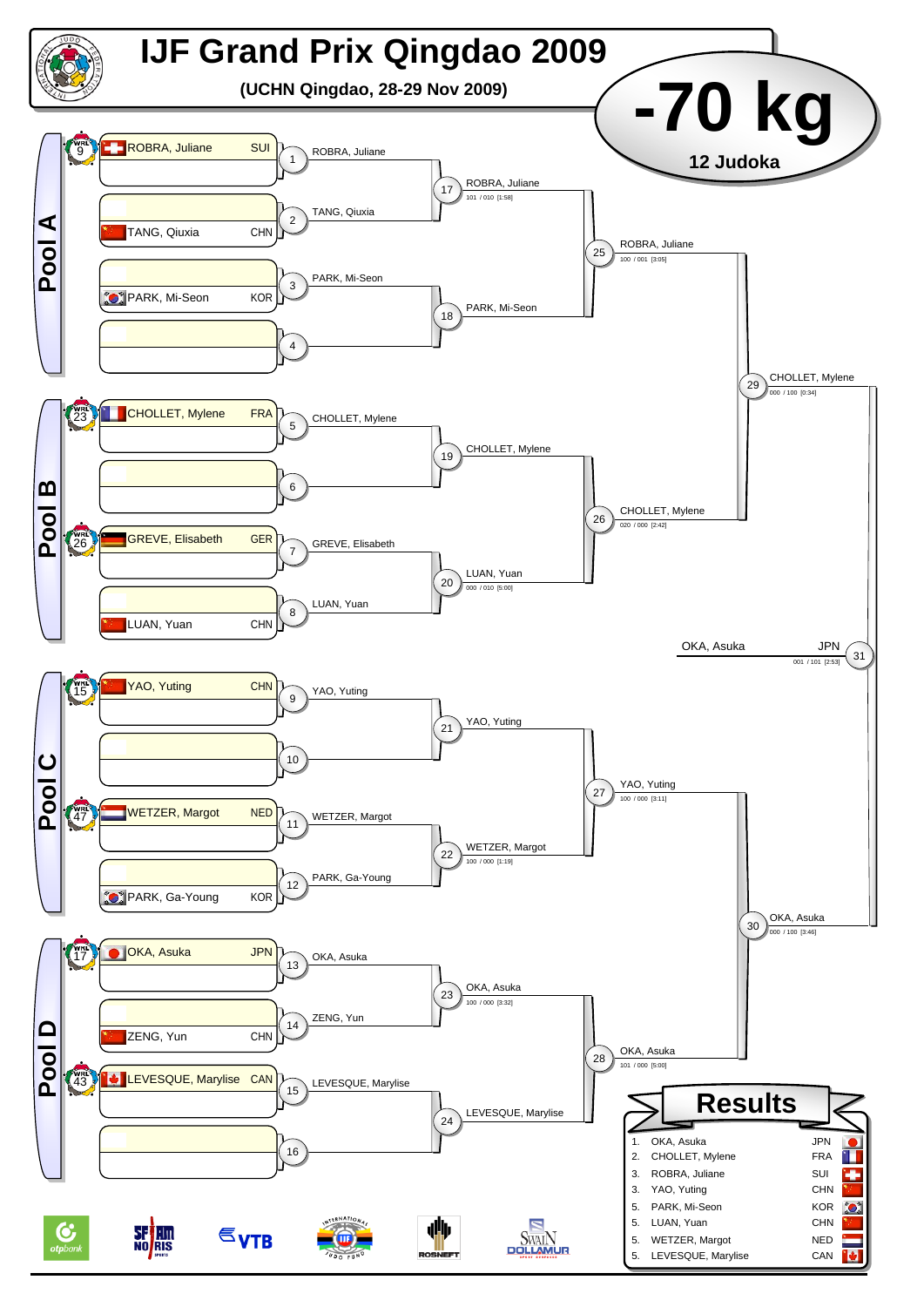# IJF Grand Prix Qingdao 2009

**(UCHN Qingdao, 28-29 Nov 2009)**

# -70 kg

**12 Judoka**

## Pool A

| Seed | Name | Country |
|---|---|---|
| WRL 9 | ROBRA, Juliane | SUI |
| | TANG, Qiuxia | CHN |
| | PARK, Mi-Seon | KOR |

- 1: ROBRA, Juliane
- 2: TANG, Qiuxia
- 3: PARK, Mi-Seon
- 4:
- 17: ROBRA, Juliane — 101 / 010 [1:58]
- 18: PARK, Mi-Seon
- 25: ROBRA, Juliane — 100 / 001 [3:05]

## Pool B

| Seed | Name | Country |
|---|---|---|
| WRL 23 | CHOLLET, Mylene | FRA |
| WRL 26 | GREVE, Elisabeth | GER |
| | LUAN, Yuan | CHN |

- 5: CHOLLET, Mylene
- 6:
- 7: GREVE, Elisabeth
- 8: LUAN, Yuan
- 19: CHOLLET, Mylene
- 20: LUAN, Yuan — 000 / 010 [5:00]
- 26: CHOLLET, Mylene — 020 / 000 [2:42]
- 29: CHOLLET, Mylene — 000 / 100 [0:34]

## Pool C

| Seed | Name | Country |
|---|---|---|
| WRL 15 | YAO, Yuting | CHN |
| WRL 47 | WETZER, Margot | NED |
| | PARK, Ga-Young | KOR |

- 9: YAO, Yuting
- 10:
- 11: WETZER, Margot
- 12: PARK, Ga-Young
- 21: YAO, Yuting
- 22: WETZER, Margot — 100 / 000 [1:19]
- 27: YAO, Yuting — 100 / 000 [3:11]

## Pool D

| Seed | Name | Country |
|---|---|---|
| WRL 17 | OKA, Asuka | JPN |
| | ZENG, Yun | CHN |
| WRL 43 | LEVESQUE, Marylise | CAN |

- 13: OKA, Asuka
- 14: ZENG, Yun
- 15: LEVESQUE, Marylise
- 16:
- 23: OKA, Asuka — 100 / 000 [3:32]
- 24: LEVESQUE, Marylise
- 28: OKA, Asuka — 101 / 000 [5:00]
- 30: OKA, Asuka — 000 / 100 [3:46]

## Final

- 31: OKA, Asuka — JPN — 001 / 101 [2:53]

## Results

| Place | Name | Country |
|---|---|---|
| 1. | OKA, Asuka | JPN |
| 2. | CHOLLET, Mylene | FRA |
| 3. | ROBRA, Juliane | SUI |
| 3. | YAO, Yuting | CHN |
| 5. | PARK, Mi-Seon | KOR |
| 5. | LUAN, Yuan | CHN |
| 5. | WETZER, Margot | NED |
| 5. | LEVESQUE, Marylise | CAN |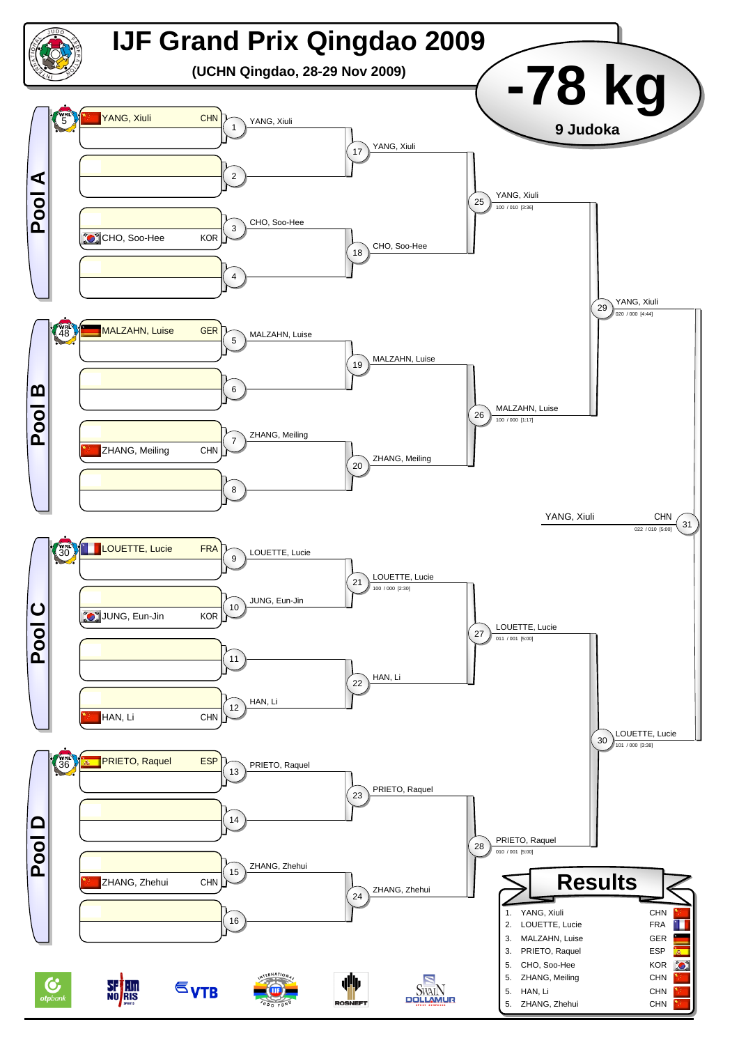# IJF Grand Prix Qingdao 2009

**(UCHN Qingdao, 28-29 Nov 2009)**

## -78 kg

**9 Judoka**

## Pool A

| Seed | Athlete | Nation |
|---|---|---|
| WRL 5 | YANG, Xiuli | CHN |
| | CHO, Soo-Hee | KOR |

- Match 1: YANG, Xiuli
- Match 2:
- Match 3: CHO, Soo-Hee
- Match 4:
- Match 17: YANG, Xiuli
- Match 18: CHO, Soo-Hee
- Match 25: YANG, Xiuli — 100 / 010 [3:36]

## Pool B

| Seed | Athlete | Nation |
|---|---|---|
| WRL 48 | MALZAHN, Luise | GER |
| | ZHANG, Meiling | CHN |

- Match 5: MALZAHN, Luise
- Match 6:
- Match 7: ZHANG, Meiling
- Match 8:
- Match 19: MALZAHN, Luise
- Match 20: ZHANG, Meiling
- Match 26: MALZAHN, Luise — 100 / 000 [1:17]

Match 29: YANG, Xiuli — 020 / 000 [4:44]

## Pool C

| Seed | Athlete | Nation |
|---|---|---|
| WRL 30 | LOUETTE, Lucie | FRA |
| | JUNG, Eun-Jin | KOR |
| | HAN, Li | CHN |

- Match 9: LOUETTE, Lucie
- Match 10: JUNG, Eun-Jin
- Match 11:
- Match 12: HAN, Li
- Match 21: LOUETTE, Lucie — 100 / 000 [2:30]
- Match 22: HAN, Li
- Match 27: LOUETTE, Lucie — 011 / 001 [5:00]

## Pool D

| Seed | Athlete | Nation |
|---|---|---|
| WRL 36 | PRIETO, Raquel | ESP |
| | ZHANG, Zhehui | CHN |

- Match 13: PRIETO, Raquel
- Match 14:
- Match 15: ZHANG, Zhehui
- Match 16:
- Match 23: PRIETO, Raquel
- Match 24: ZHANG, Zhehui
- Match 28: PRIETO, Raquel — 010 / 001 [5:00]

Match 30: LOUETTE, Lucie — 101 / 000 [3:38]

**Final (Match 31):** YANG, Xiuli CHN — 022 / 010 [5:00]

## Results

| Place | Name | Nation |
|---|---|---|
| 1. | YANG, Xiuli | CHN |
| 2. | LOUETTE, Lucie | FRA |
| 3. | MALZAHN, Luise | GER |
| 3. | PRIETO, Raquel | ESP |
| 5. | CHO, Soo-Hee | KOR |
| 5. | ZHANG, Meiling | CHN |
| 5. | HAN, Li | CHN |
| 5. | ZHANG, Zhehui | CHN |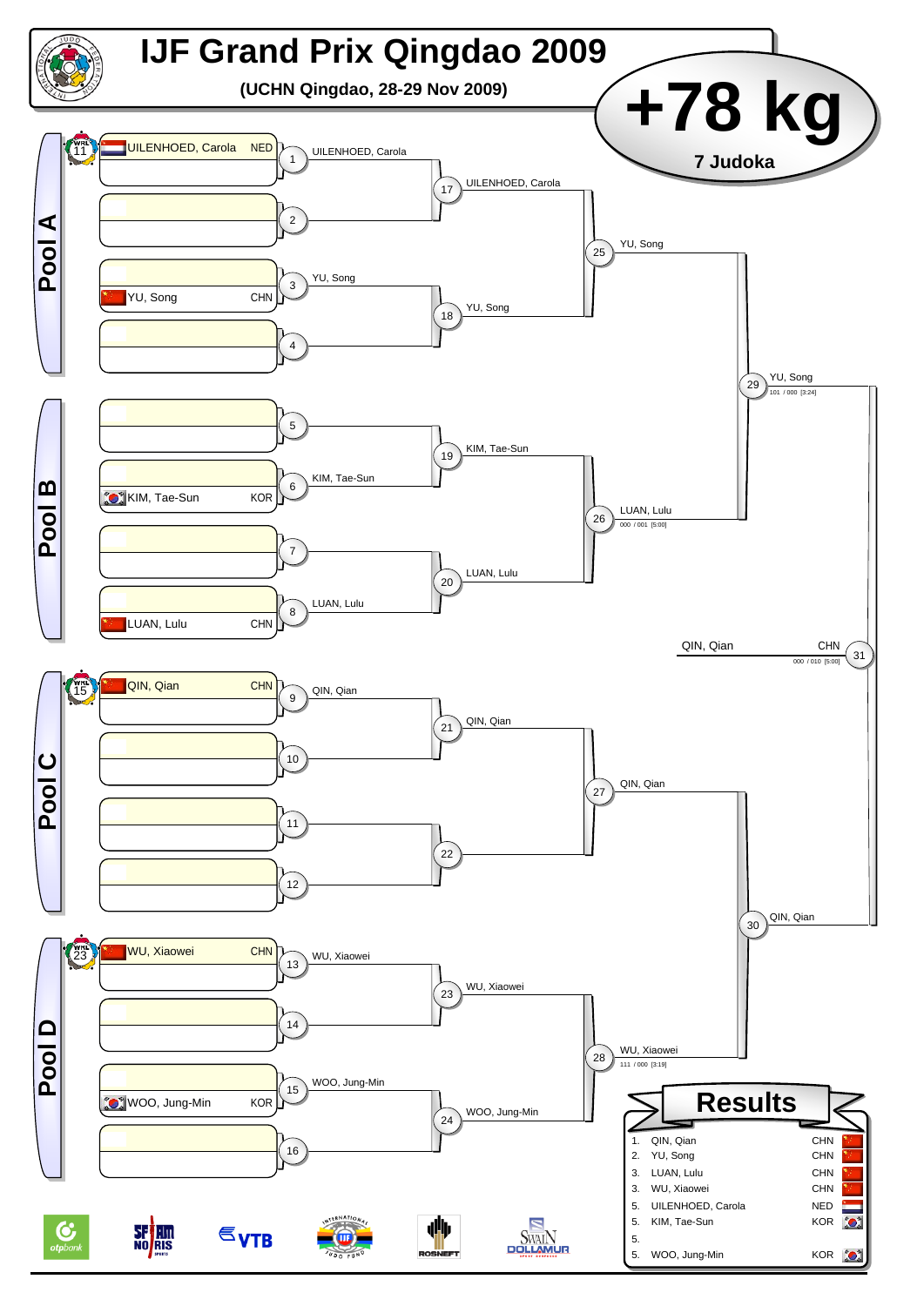# IJF Grand Prix Qingdao 2009

**(UCHN Qingdao, 28-29 Nov 2009)**

# +78 kg

**7 Judoka**

## Pool A

WRL 11 UILENHOED, Carola NED

YU, Song CHN

1 UILENHOED, Carola
3 YU, Song
17 UILENHOED, Carola
18 YU, Song
25 YU, Song

## Pool B

KIM, Tae-Sun KOR

LUAN, Lulu CHN

6 KIM, Tae-Sun
8 LUAN, Lulu
19 KIM, Tae-Sun
20 LUAN, Lulu
26 LUAN, Lulu 000 / 001 [5:00]

29 YU, Song 101 / 000 [3:24]

## Pool C

WRL 15 QIN, Qian CHN

9 QIN, Qian
21 QIN, Qian
27 QIN, Qian

## Pool D

WRL 23 WU, Xiaowei CHN

WOO, Jung-Min KOR

13 WU, Xiaowei
15 WOO, Jung-Min
23 WU, Xiaowei
24 WOO, Jung-Min
28 WU, Xiaowei 111 / 000 [3:19]

30 QIN, Qian

31 QIN, Qian CHN 000 / 010 [5:00]

## Results

| | | |
|---|---|---|
| 1. | QIN, Qian | CHN |
| 2. | YU, Song | CHN |
| 3. | LUAN, Lulu | CHN |
| 3. | WU, Xiaowei | CHN |
| 5. | UILENHOED, Carola | NED |
| 5. | KIM, Tae-Sun | KOR |
| 5. | | |
| 5. | WOO, Jung-Min | KOR |